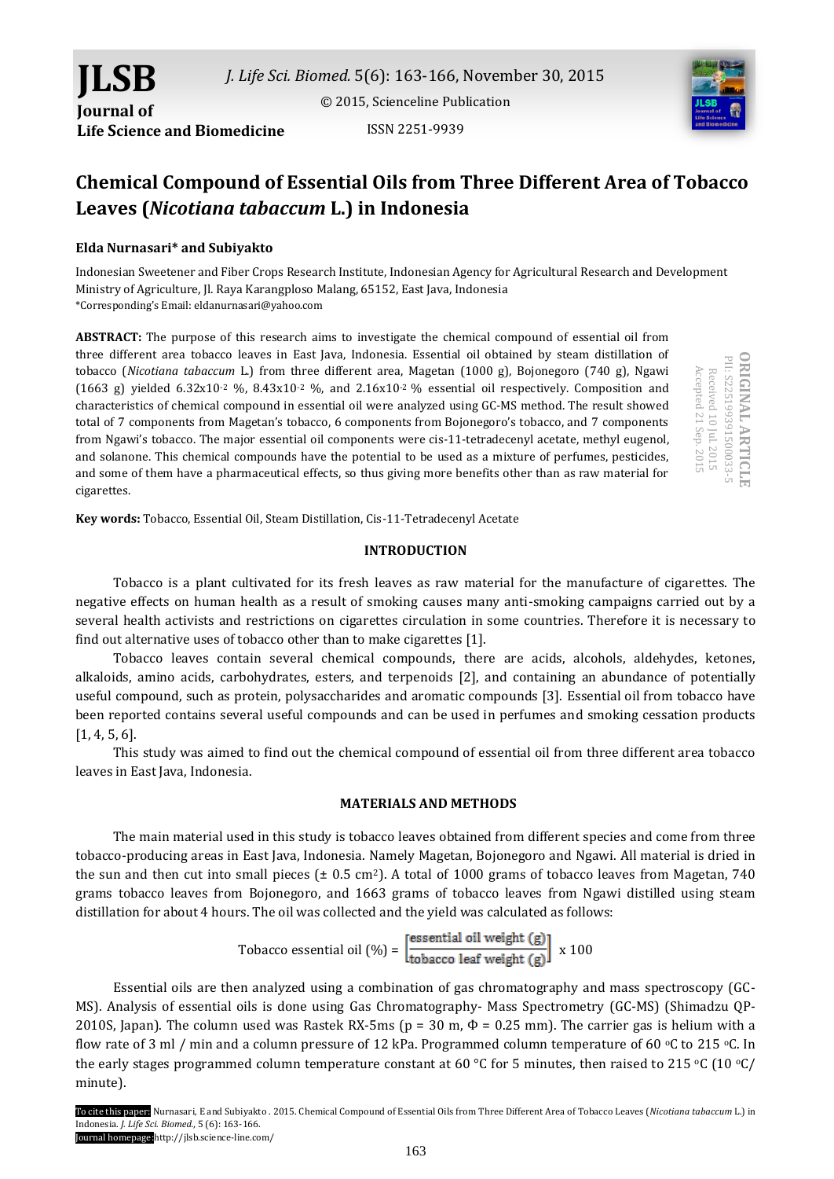# Chemical Compound of Essential Oils from Three Different Area of Tobacco Leaves (*Nicotiana tabaccum* L.) in Indonesia

**Elda Nurnasari\* and Subiyakto**

Indonesian Sweetener and Fiber Crops Research Institute, Indonesian Agency for Agricultural Research and Development Ministry of Agriculture, Jl. Raya Karangploso Malang, 65152, East Java, Indonesia
\*Corresponding's Email: eldanurnasari@yahoo.com

ORIGINAL ARTICLE
PII: S225199391500033-5
Received 10 Jul. 2015
Accepted 21 Sep. 2015

**ABSTRACT:** The purpose of this research aims to investigate the chemical compound of essential oil from three different area tobacco leaves in East Java, Indonesia. Essential oil obtained by steam distillation of tobacco (*Nicotiana tabaccum* L.) from three different area, Magetan (1000 g), Bojonegoro (740 g), Ngawi (1663 g) yielded $6.32\times10^{-2}$ %, $8.43\times10^{-2}$ %, and $2.16\times10^{-2}$ % essential oil respectively. Composition and characteristics of chemical compound in essential oil were analyzed using GC-MS method. The result showed total of 7 components from Magetan's tobacco, 6 components from Bojonegoro's tobacco, and 7 components from Ngawi's tobacco. The major essential oil components were cis-11-tetradecenyl acetate, methyl eugenol, and solanone. This chemical compounds have the potential to be used as a mixture of perfumes, pesticides, and some of them have a pharmaceutical effects, so thus giving more benefits other than as raw material for cigarettes.

**Key words:** Tobacco, Essential Oil, Steam Distillation, Cis-11-Tetradecenyl Acetate

## INTRODUCTION

Tobacco is a plant cultivated for its fresh leaves as raw material for the manufacture of cigarettes. The negative effects on human health as a result of smoking causes many anti-smoking campaigns carried out by a several health activists and restrictions on cigarettes circulation in some countries. Therefore it is necessary to find out alternative uses of tobacco other than to make cigarettes [1].

Tobacco leaves contain several chemical compounds, there are acids, alcohols, aldehydes, ketones, alkaloids, amino acids, carbohydrates, esters, and terpenoids [2], and containing an abundance of potentially useful compound, such as protein, polysaccharides and aromatic compounds [3]. Essential oil from tobacco have been reported contains several useful compounds and can be used in perfumes and smoking cessation products [1, 4, 5, 6].

This study was aimed to find out the chemical compound of essential oil from three different area tobacco leaves in East Java, Indonesia.

## MATERIALS AND METHODS

The main material used in this study is tobacco leaves obtained from different species and come from three tobacco-producing areas in East Java, Indonesia. Namely Magetan, Bojonegoro and Ngawi. All material is dried in the sun and then cut into small pieces (± 0.5 $cm^2$). A total of 1000 grams of tobacco leaves from Magetan, 740 grams tobacco leaves from Bojonegoro, and 1663 grams of tobacco leaves from Ngawi distilled using steam distillation for about 4 hours. The oil was collected and the yield was calculated as follows:

$$\text{Tobacco essential oil (\%)} = \left[\frac{\text{essential oil weight (g)}}{\text{tobacco leaf weight (g)}}\right] \times 100$$

Essential oils are then analyzed using a combination of gas chromatography and mass spectroscopy (GC-MS). Analysis of essential oils is done using Gas Chromatography- Mass Spectrometry (GC-MS) (Shimadzu QP-2010S, Japan). The column used was Rastek RX-5ms (p = 30 m, Φ = 0.25 mm). The carrier gas is helium with a flow rate of 3 ml / min and a column pressure of 12 kPa. Programmed column temperature of 60 °C to 215 °C. In the early stages programmed column temperature constant at 60 °C for 5 minutes, then raised to 215 °C (10 °C/ minute).

To cite this paper: Nurnasari, E and Subiyakto . 2015. Chemical Compound of Essential Oils from Three Different Area of Tobacco Leaves (*Nicotiana tabaccum* L.) in Indonesia. *J. Life Sci. Biomed.,* 5 (6): 163-166.
Journal homepage:http://jlsb.science-line.com/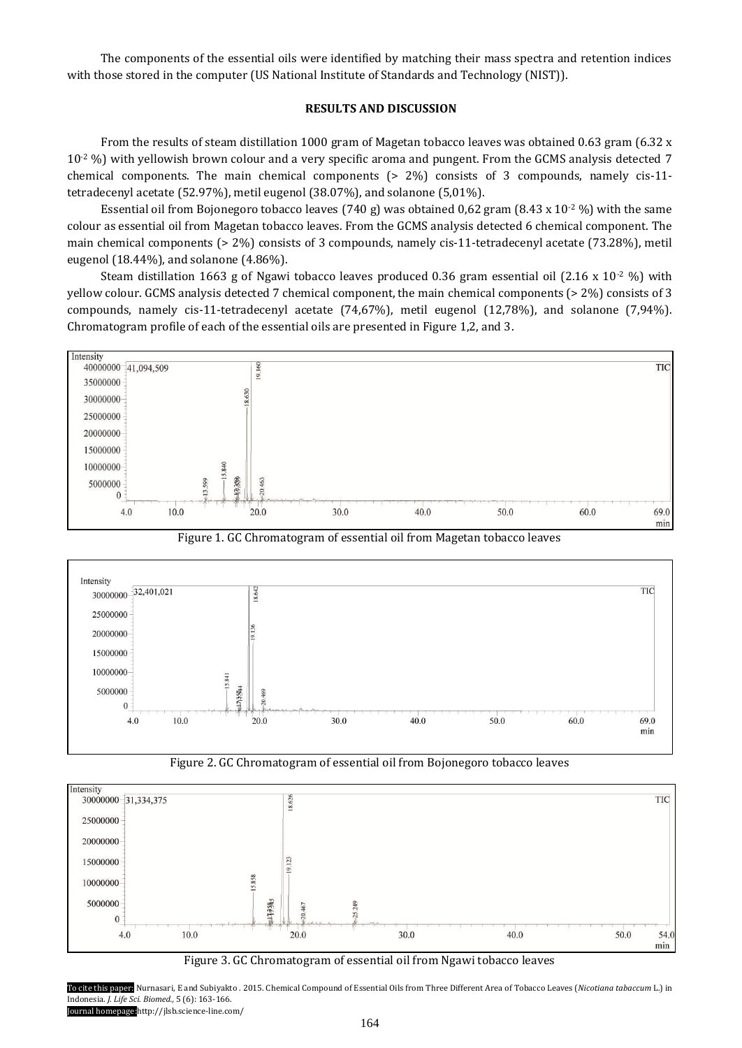The components of the essential oils were identified by matching their mass spectra and retention indices with those stored in the computer (US National Institute of Standards and Technology (NIST)).

## RESULTS AND DISCUSSION

From the results of steam distillation 1000 gram of Magetan tobacco leaves was obtained 0.63 gram ($6.32 \times 10^{-2}$ %) with yellowish brown colour and a very specific aroma and pungent. From the GCMS analysis detected 7 chemical components. The main chemical components (> 2%) consists of 3 compounds, namely cis-11-tetradecenyl acetate (52.97%), metil eugenol (38.07%), and solanone (5,01%).

Essential oil from Bojonegoro tobacco leaves (740 g) was obtained 0,62 gram ($8.43 \times 10^{-2}$ %) with the same colour as essential oil from Magetan tobacco leaves. From the GCMS analysis detected 6 chemical component. The main chemical components (> 2%) consists of 3 compounds, namely cis-11-tetradecenyl acetate (73.28%), metil eugenol (18.44%), and solanone (4.86%).

Steam distillation 1663 g of Ngawi tobacco leaves produced 0.36 gram essential oil ($2.16 \times 10^{-2}$ %) with yellow colour. GCMS analysis detected 7 chemical component, the main chemical components (> 2%) consists of 3 compounds, namely cis-11-tetradecenyl acetate (74,67%), metil eugenol (12,78%), and solanone (7,94%). Chromatogram profile of each of the essential oils are presented in Figure 1,2, and 3.

Figure 1. GC Chromatogram of essential oil from Magetan tobacco leaves

Figure 2. GC Chromatogram of essential oil from Bojonegoro tobacco leaves

Figure 3. GC Chromatogram of essential oil from Ngawi tobacco leaves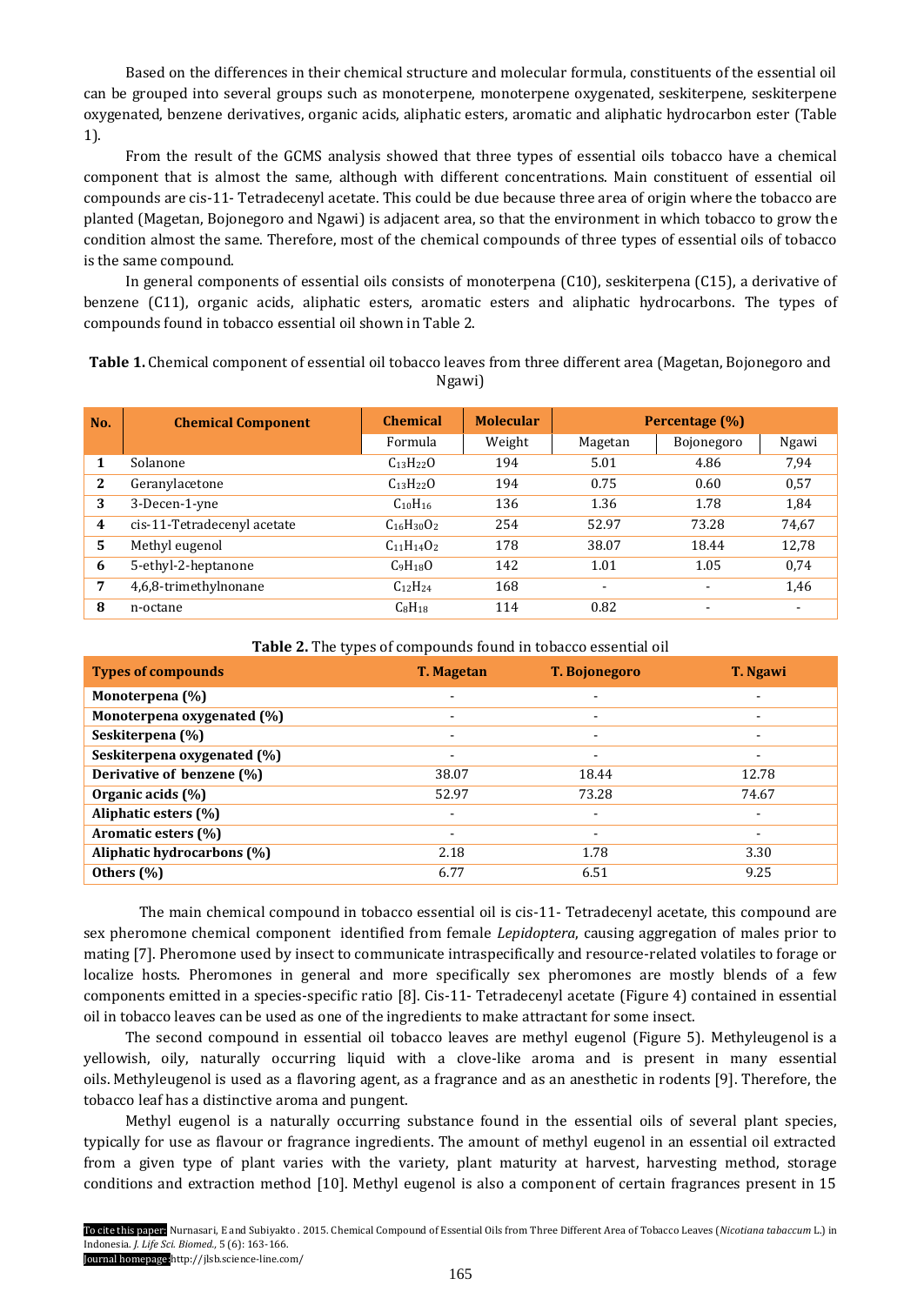Based on the differences in their chemical structure and molecular formula, constituents of the essential oil can be grouped into several groups such as monoterpene, monoterpene oxygenated, seskiterpene, seskiterpene oxygenated, benzene derivatives, organic acids, aliphatic esters, aromatic and aliphatic hydrocarbon ester (Table 1).

From the result of the GCMS analysis showed that three types of essential oils tobacco have a chemical component that is almost the same, although with different concentrations. Main constituent of essential oil compounds are cis-11- Tetradecenyl acetate. This could be due because three area of origin where the tobacco are planted (Magetan, Bojonegoro and Ngawi) is adjacent area, so that the environment in which tobacco to grow the condition almost the same. Therefore, most of the chemical compounds of three types of essential oils of tobacco is the same compound.

In general components of essential oils consists of monoterpena (C10), seskiterpena (C15), a derivative of benzene (C11), organic acids, aliphatic esters, aromatic esters and aliphatic hydrocarbons. The types of compounds found in tobacco essential oil shown in Table 2.

**Table 1.** Chemical component of essential oil tobacco leaves from three different area (Magetan, Bojonegoro and Ngawi)

| No. | Chemical Component | Chemical Formula | Molecular Weight | Percentage (%) | | |
|---|---|---|---|---|---|---|
| | | | | Magetan | Bojonegoro | Ngawi |
| 1 | Solanone | $C_{13}H_{22}O$ | 194 | 5.01 | 4.86 | 7,94 |
| 2 | Geranylacetone | $C_{13}H_{22}O$ | 194 | 0.75 | 0.60 | 0,57 |
| 3 | 3-Decen-1-yne | $C_{10}H_{16}$ | 136 | 1.36 | 1.78 | 1,84 |
| 4 | cis-11-Tetradecenyl acetate | $C_{16}H_{30}O_2$ | 254 | 52.97 | 73.28 | 74,67 |
| 5 | Methyl eugenol | $C_{11}H_{14}O_2$ | 178 | 38.07 | 18.44 | 12,78 |
| 6 | 5-ethyl-2-heptanone | $C_9H_{18}O$ | 142 | 1.01 | 1.05 | 0,74 |
| 7 | 4,6,8-trimethylnonane | $C_{12}H_{24}$ | 168 | - | - | 1,46 |
| 8 | n-octane | $C_8H_{18}$ | 114 | 0.82 | - | - |

**Table 2.** The types of compounds found in tobacco essential oil

| Types of compounds | T. Magetan | T. Bojonegoro | T. Ngawi |
|---|---|---|---|
| **Monoterpena (%)** | - | - | - |
| **Monoterpena oxygenated (%)** | - | - | - |
| **Seskiterpena (%)** | - | - | - |
| **Seskiterpena oxygenated (%)** | - | - | - |
| **Derivative of benzene (%)** | 38.07 | 18.44 | 12.78 |
| **Organic acids (%)** | 52.97 | 73.28 | 74.67 |
| **Aliphatic esters (%)** | - | - | - |
| **Aromatic esters (%)** | - | - | - |
| **Aliphatic hydrocarbons (%)** | 2.18 | 1.78 | 3.30 |
| **Others (%)** | 6.77 | 6.51 | 9.25 |

The main chemical compound in tobacco essential oil is cis-11- Tetradecenyl acetate, this compound are sex pheromone chemical component identified from female *Lepidoptera*, causing aggregation of males prior to mating [7]. Pheromone used by insect to communicate intraspecifically and resource-related volatiles to forage or localize hosts. Pheromones in general and more specifically sex pheromones are mostly blends of a few components emitted in a species-specific ratio [8]. Cis-11- Tetradecenyl acetate (Figure 4) contained in essential oil in tobacco leaves can be used as one of the ingredients to make attractant for some insect.

The second compound in essential oil tobacco leaves are methyl eugenol (Figure 5). Methyleugenol is a yellowish, oily, naturally occurring liquid with a clove-like aroma and is present in many essential oils. Methyleugenol is used as a flavoring agent, as a fragrance and as an anesthetic in rodents [9]. Therefore, the tobacco leaf has a distinctive aroma and pungent.

Methyl eugenol is a naturally occurring substance found in the essential oils of several plant species, typically for use as flavour or fragrance ingredients. The amount of methyl eugenol in an essential oil extracted from a given type of plant varies with the variety, plant maturity at harvest, harvesting method, storage conditions and extraction method [10]. Methyl eugenol is also a component of certain fragrances present in 15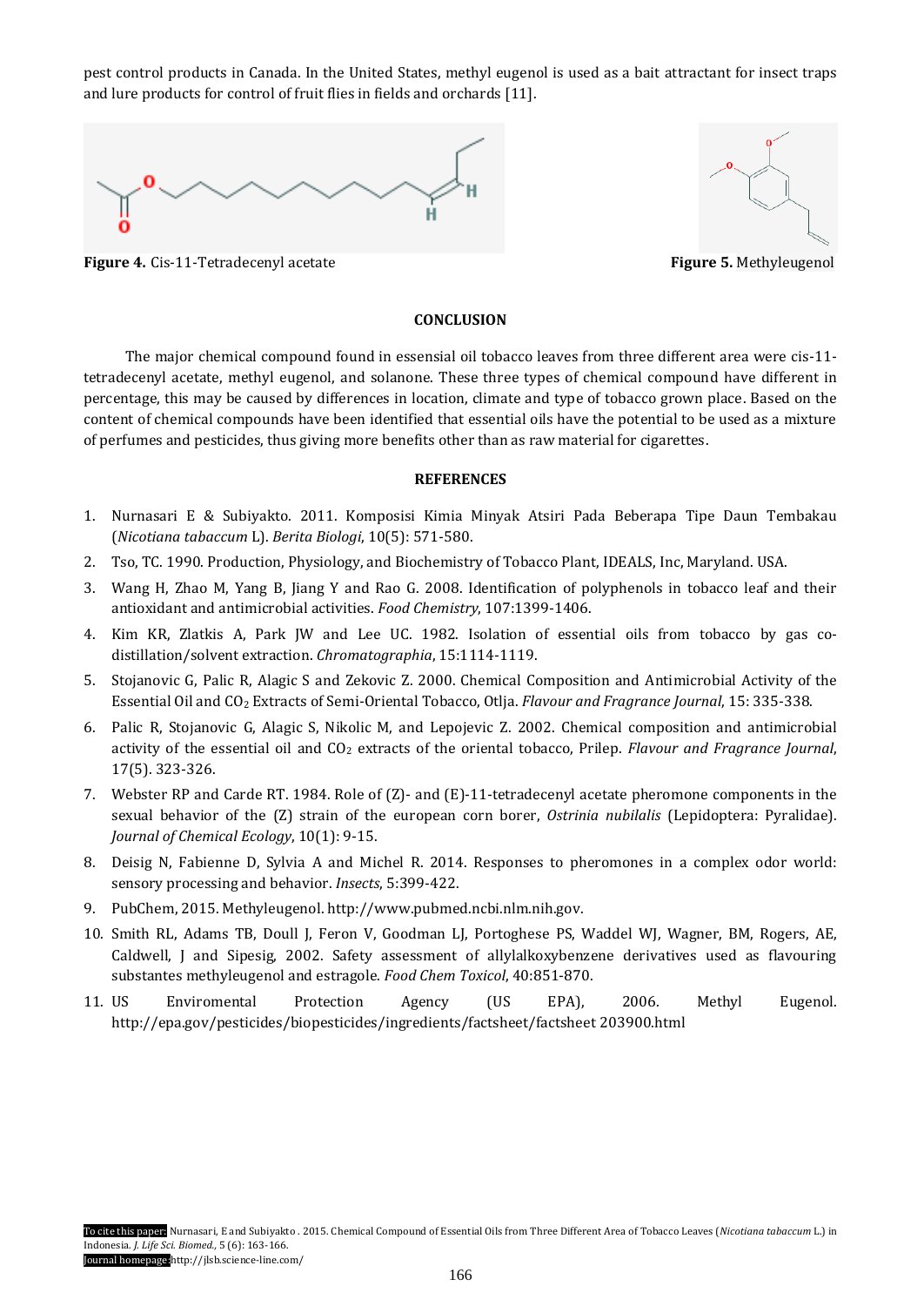pest control products in Canada. In the United States, methyl eugenol is used as a bait attractant for insect traps and lure products for control of fruit flies in fields and orchards [11].

**Figure 4.** Cis-11-Tetradecenyl acetate

**Figure 5.** Methyleugenol

## CONCLUSION

The major chemical compound found in essensial oil tobacco leaves from three different area were cis-11-tetradecenyl acetate, methyl eugenol, and solanone. These three types of chemical compound have different in percentage, this may be caused by differences in location, climate and type of tobacco grown place. Based on the content of chemical compounds have been identified that essential oils have the potential to be used as a mixture of perfumes and pesticides, thus giving more benefits other than as raw material for cigarettes.

## REFERENCES

1. Nurnasari E & Subiyakto. 2011. Komposisi Kimia Minyak Atsiri Pada Beberapa Tipe Daun Tembakau (*Nicotiana tabaccum* L). *Berita Biologi*, 10(5): 571-580.
2. Tso, TC. 1990. Production, Physiology, and Biochemistry of Tobacco Plant, IDEALS, Inc, Maryland. USA.
3. Wang H, Zhao M, Yang B, Jiang Y and Rao G. 2008. Identification of polyphenols in tobacco leaf and their antioxidant and antimicrobial activities. *Food Chemistry*, 107:1399-1406.
4. Kim KR, Zlatkis A, Park JW and Lee UC. 1982. Isolation of essential oils from tobacco by gas co-distillation/solvent extraction. *Chromatographia*, 15:1114-1119.
5. Stojanovic G, Palic R, Alagic S and Zekovic Z. 2000. Chemical Composition and Antimicrobial Activity of the Essential Oil and $CO_2$ Extracts of Semi-Oriental Tobacco, Otlja. *Flavour and Fragrance Journal*, 15: 335-338.
6. Palic R, Stojanovic G, Alagic S, Nikolic M, and Lepojevic Z. 2002. Chemical composition and antimicrobial activity of the essential oil and $CO_2$ extracts of the oriental tobacco, Prilep. *Flavour and Fragrance Journal*, 17(5). 323-326.
7. Webster RP and Carde RT. 1984. Role of (Z)- and (E)-11-tetradecenyl acetate pheromone components in the sexual behavior of the (Z) strain of the european corn borer, *Ostrinia nubilalis* (Lepidoptera: Pyralidae). *Journal of Chemical Ecology*, 10(1): 9-15.
8. Deisig N, Fabienne D, Sylvia A and Michel R. 2014. Responses to pheromones in a complex odor world: sensory processing and behavior. *Insects*, 5:399-422.
9. PubChem, 2015. Methyleugenol. http://www.pubmed.ncbi.nlm.nih.gov.
10. Smith RL, Adams TB, Doull J, Feron V, Goodman LJ, Portoghese PS, Waddel WJ, Wagner, BM, Rogers, AE, Caldwell, J and Sipesig, 2002. Safety assessment of allylalkoxybenzene derivatives used as flavouring substantes methyleugenol and estragole. *Food Chem Toxicol*, 40:851-870.
11. US Enviromental Protection Agency (US EPA), 2006. Methyl Eugenol. http://epa.gov/pesticides/biopesticides/ingredients/factsheet/factsheet 203900.html

To cite this paper: Nurnasari, E and Subiyakto . 2015. Chemical Compound of Essential Oils from Three Different Area of Tobacco Leaves (*Nicotiana tabaccum* L.) in Indonesia. *J. Life Sci. Biomed.,* 5 (6): 163-166.
Journal homepage:http://jlsb.science-line.com/